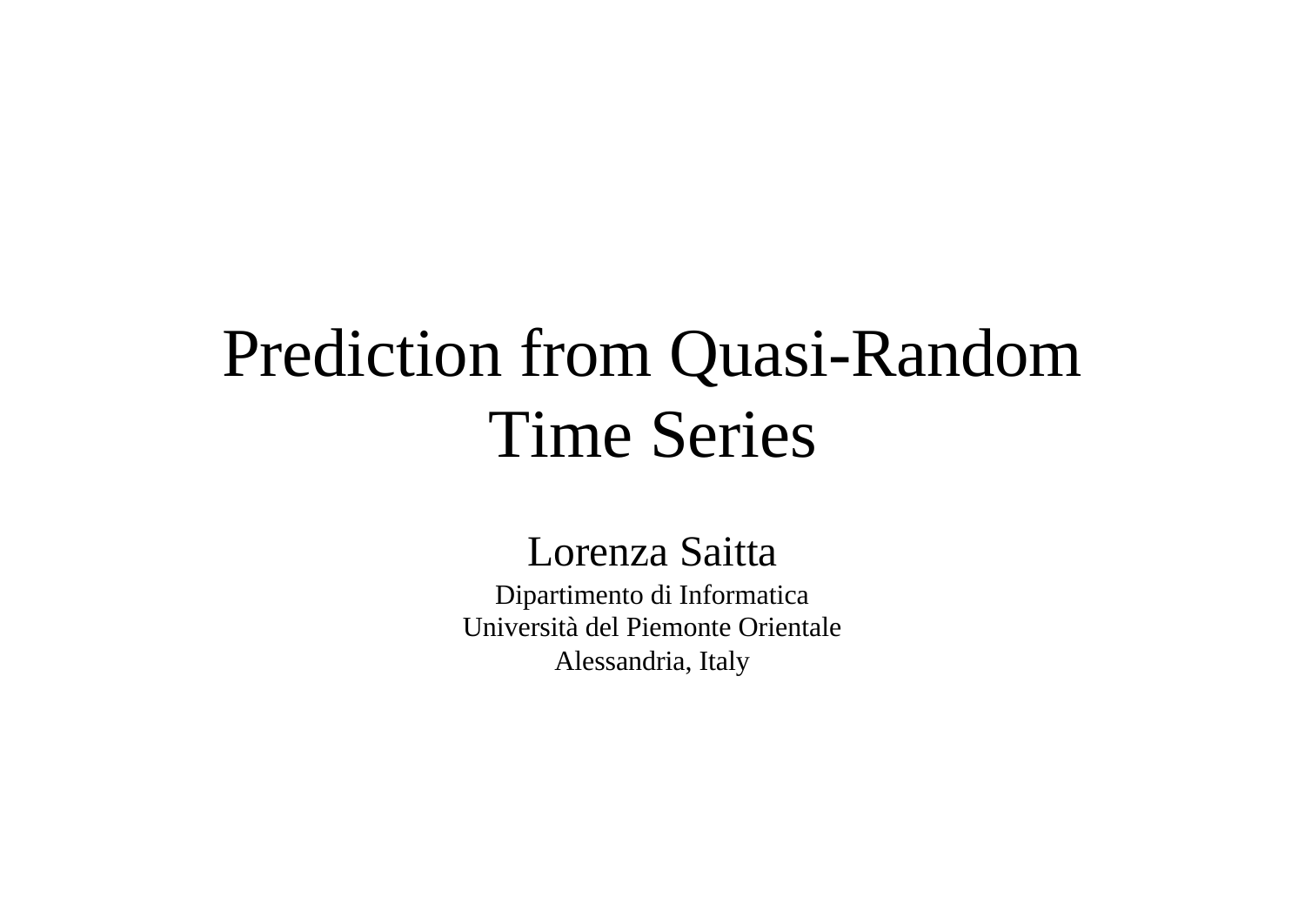# Prediction from Quasi-Random Time Series

Lorenza Saitta

Dipartimento di Informatica
Università del Piemonte Orientale
Alessandria, Italy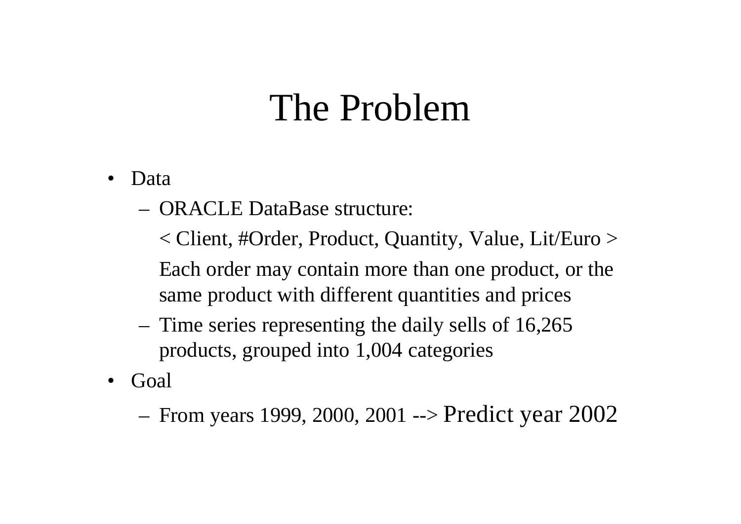# The Problem

- Data
  - ORACLE DataBase structure:

    < Client, #Order, Product, Quantity, Value, Lit/Euro >

    Each order may contain more than one product, or the same product with different quantities and prices
  - Time series representing the daily sells of 16,265 products, grouped into 1,004 categories
- Goal
  - From years 1999, 2000, 2001 --> Predict year 2002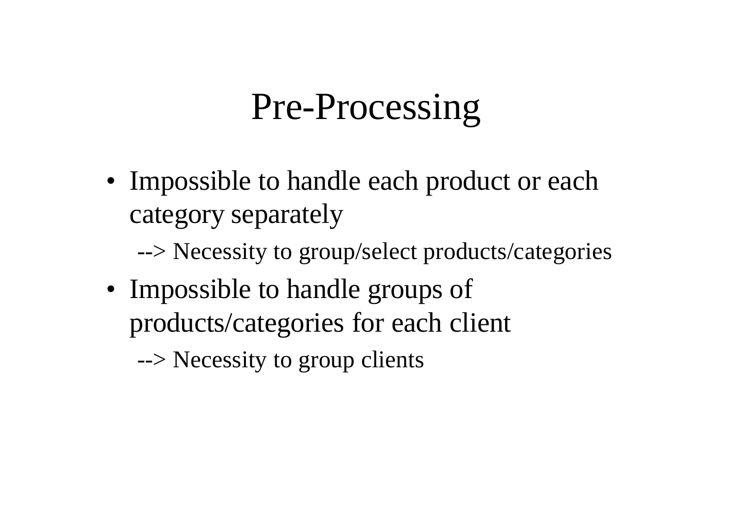# Pre-Processing

- Impossible to handle each product or each category separately
  - --> Necessity to group/select products/categories
- Impossible to handle groups of products/categories for each client
  - --> Necessity to group clients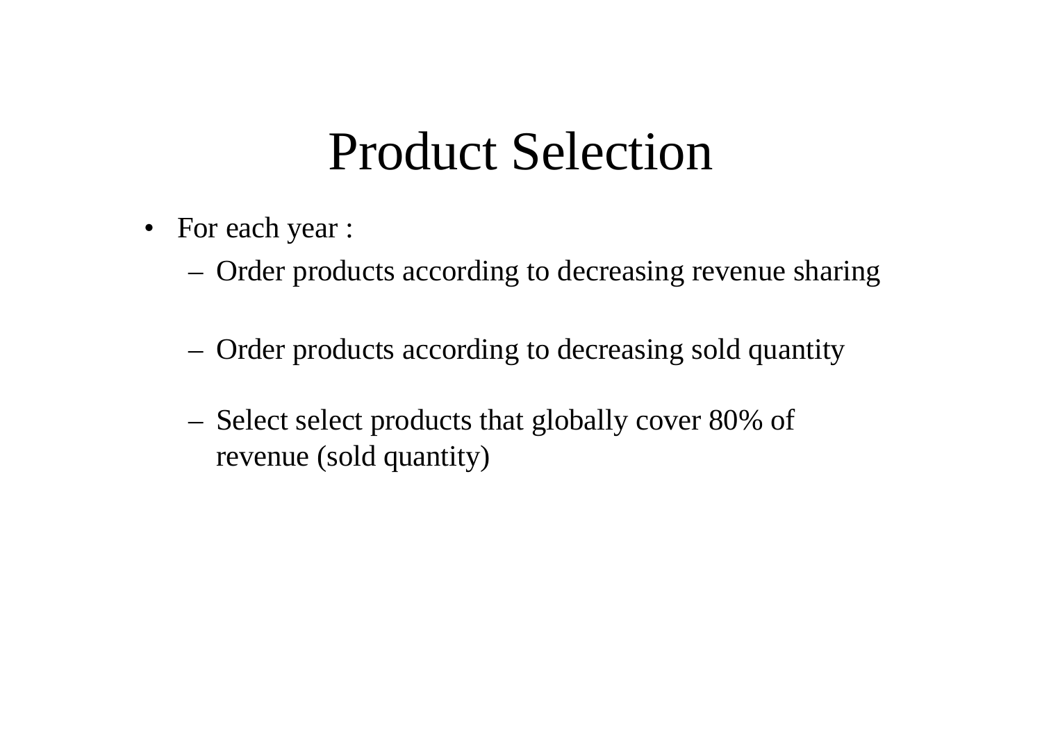# Product Selection

- For each year :
  - Order products according to decreasing revenue sharing
  - Order products according to decreasing sold quantity
  - Select select products that globally cover 80% of revenue (sold quantity)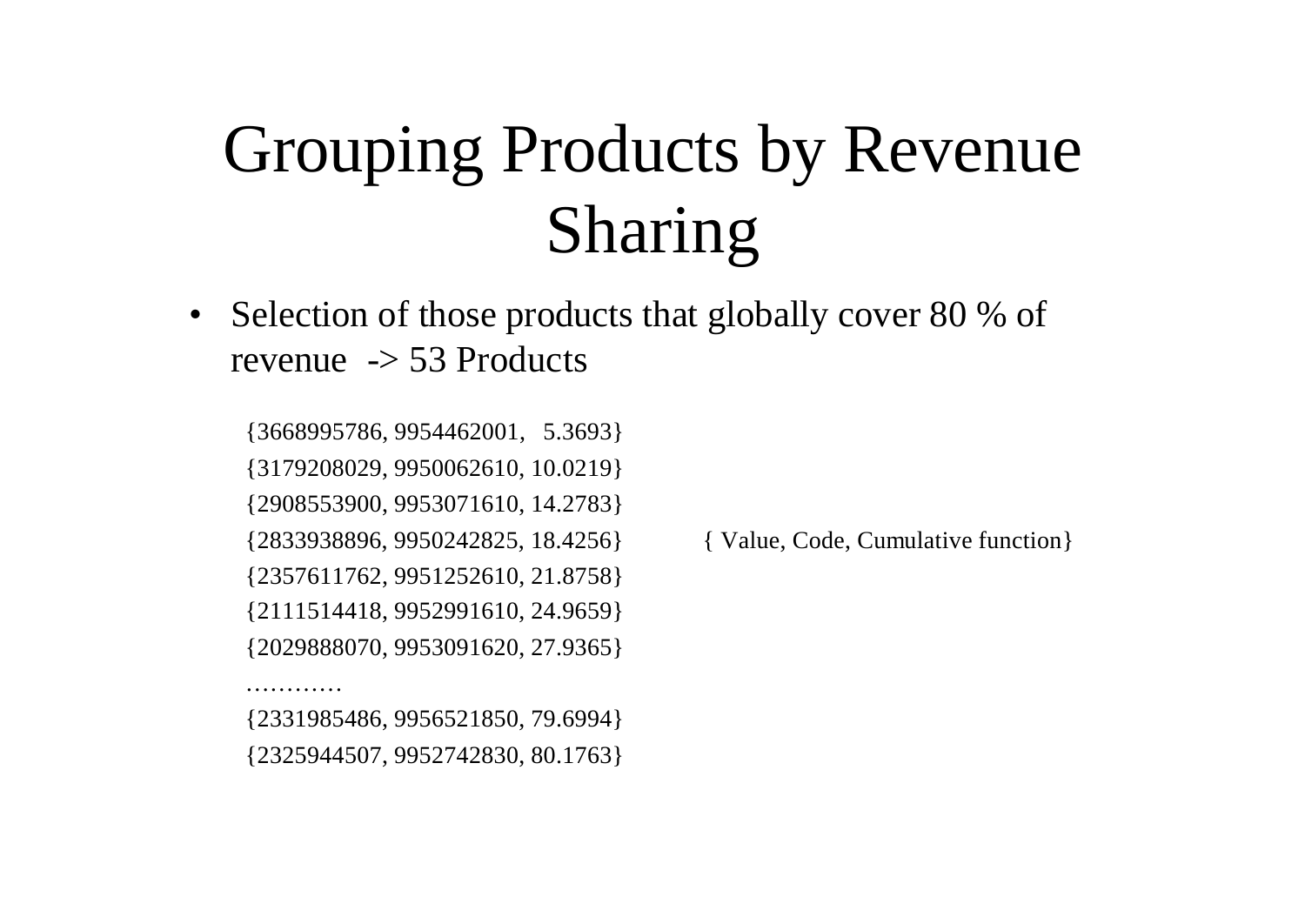# Grouping Products by Revenue Sharing

- Selection of those products that globally cover 80 % of revenue -> 53 Products

{3668995786, 9954462001, 5.3693}

{3179208029, 9950062610, 10.0219}

{2908553900, 9953071610, 14.2783}

{2833938896, 9950242825, 18.4256} { Value, Code, Cumulative function}

{2357611762, 9951252610, 21.8758}

{2111514418, 9952991610, 24.9659}

{2029888070, 9953091620, 27.9365}

…………

{2331985486, 9956521850, 79.6994}

{2325944507, 9952742830, 80.1763}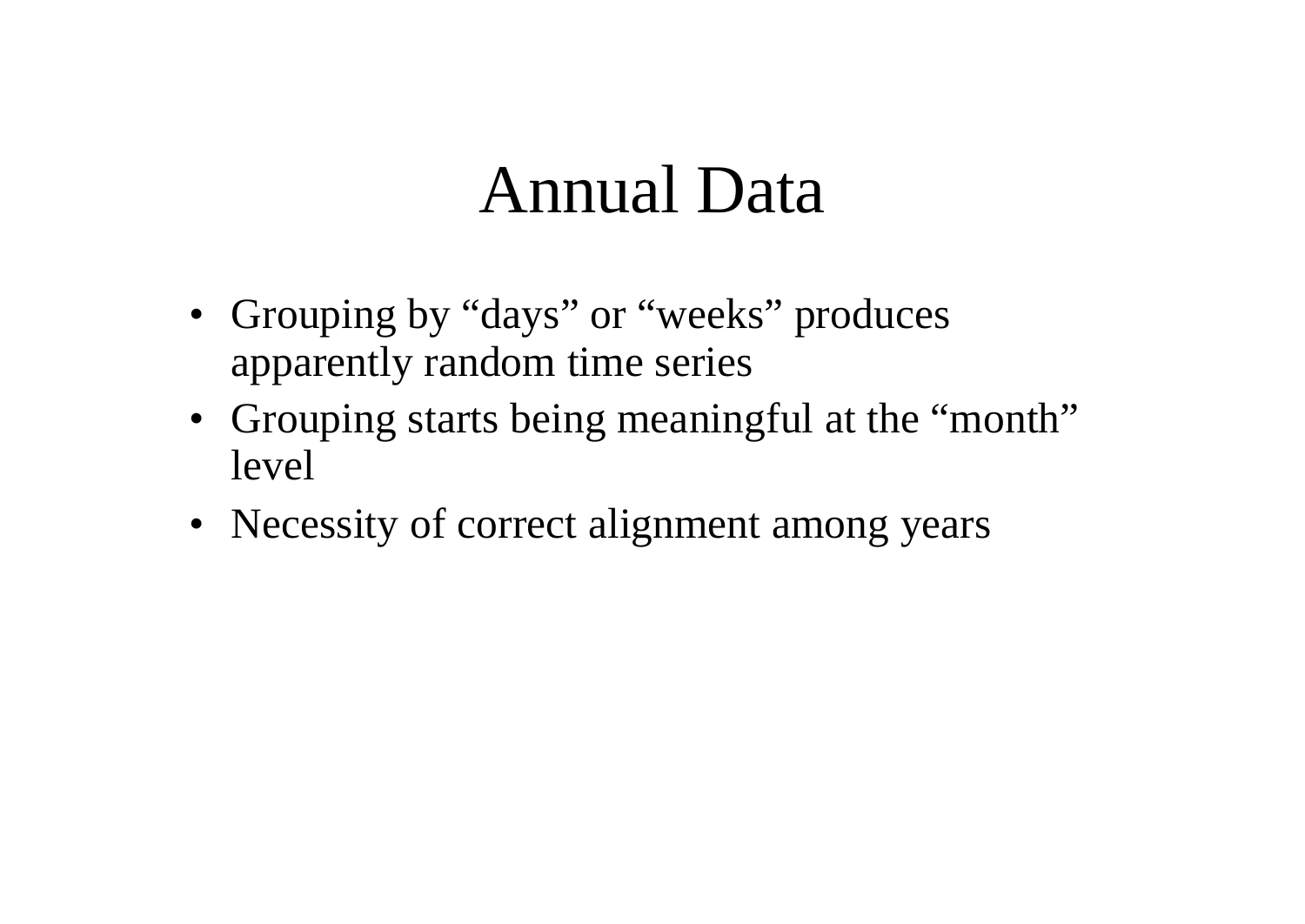# Annual Data

- Grouping by “days” or “weeks” produces apparently random time series
- Grouping starts being meaningful at the “month” level
- Necessity of correct alignment among years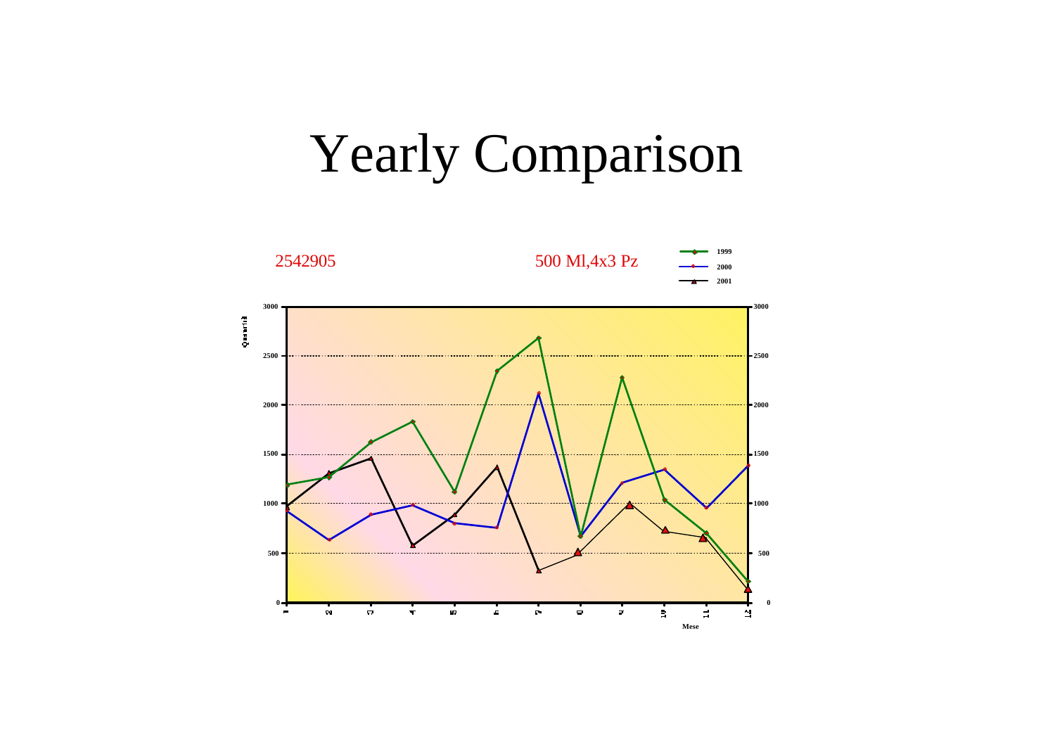# Yearly Comparison

2542905

500 Ml,4x3 Pz

- 1999
- 2000
- 2001

Quantità

Mese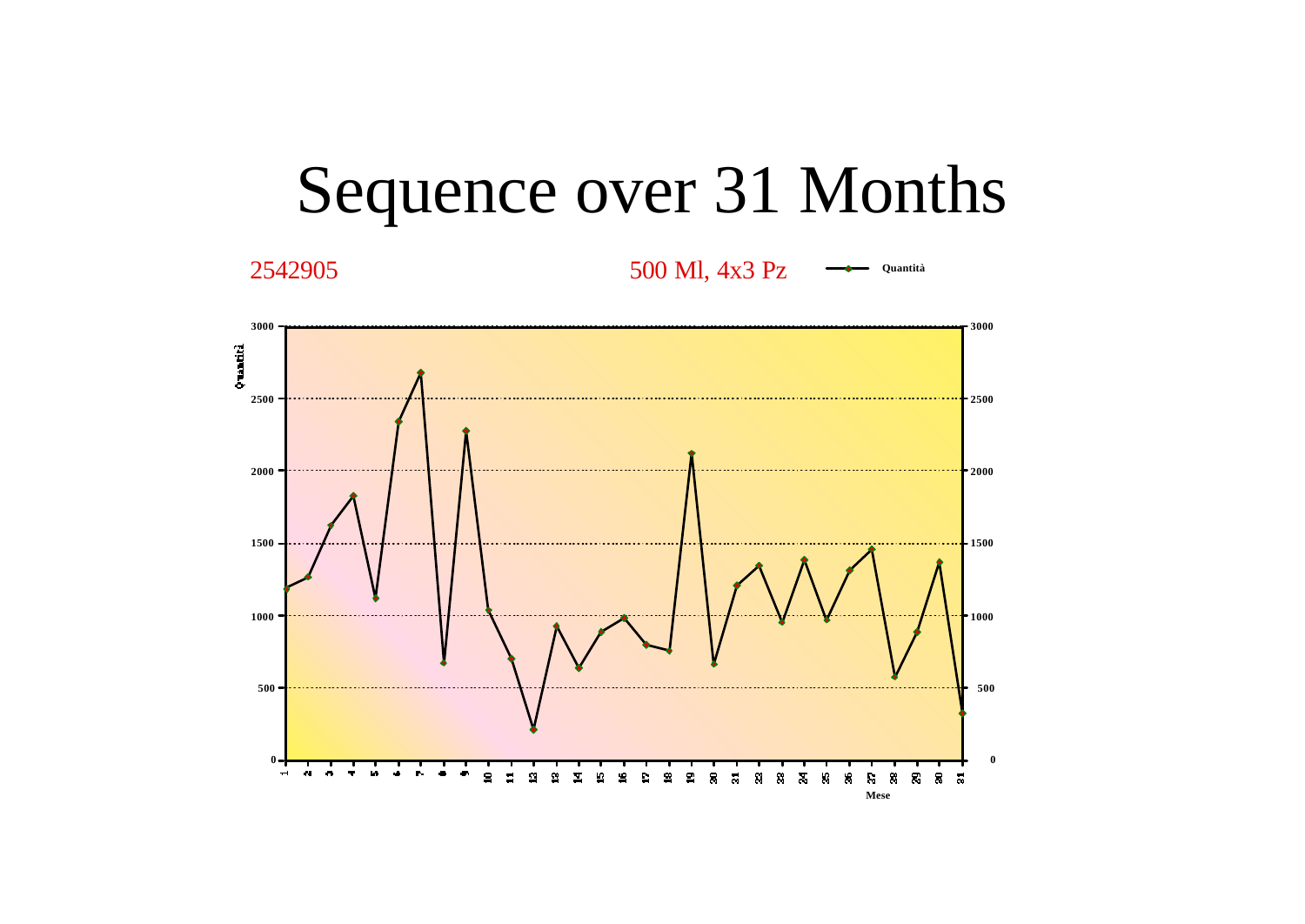# Sequence over 31 Months

2542905 — 500 Ml, 4x3 Pz

Quantità

Mese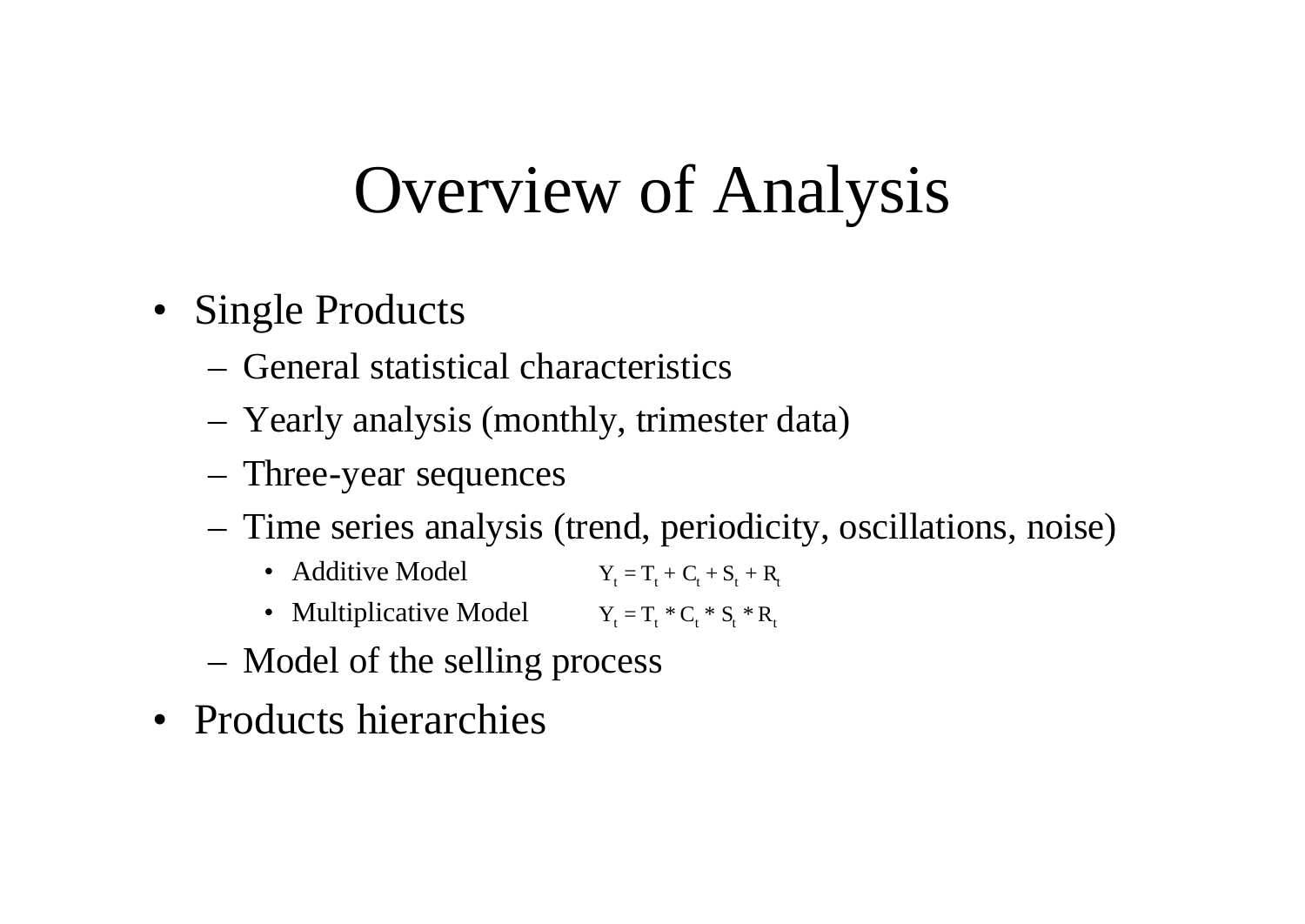# Overview of Analysis

- Single Products
  - General statistical characteristics
  - Yearly analysis (monthly, trimester data)
  - Three-year sequences
  - Time series analysis (trend, periodicity, oscillations, noise)
    - Additive Model $Y_t = T_t + C_t + S_t + R_t$
    - Multiplicative Model $Y_t = T_t * C_t * S_t * R_t$
  - Model of the selling process
- Products hierarchies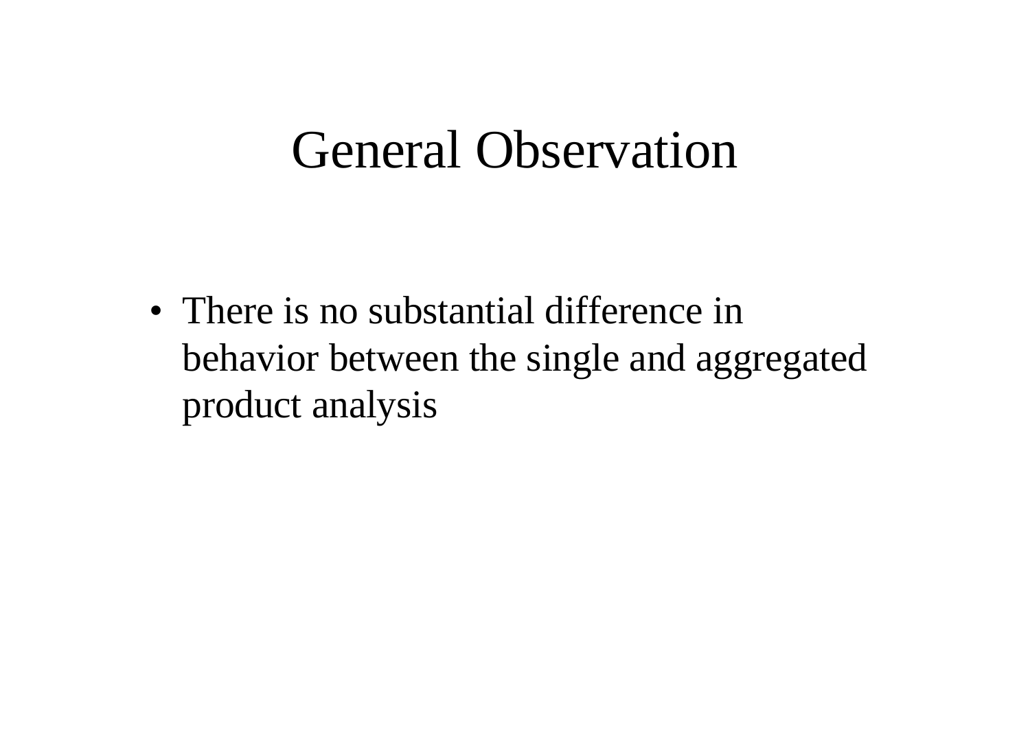# General Observation

- There is no substantial difference in behavior between the single and aggregated product analysis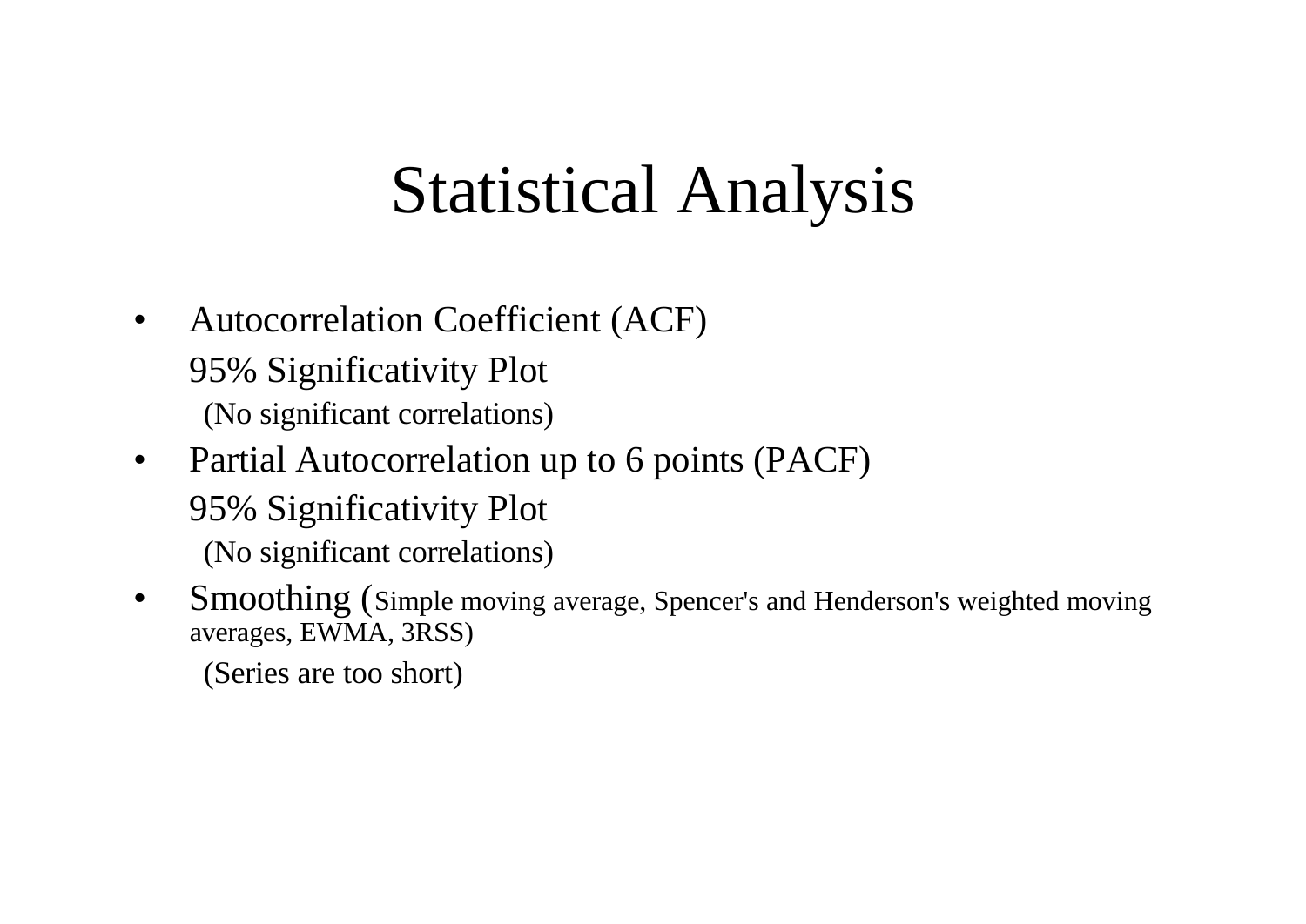# Statistical Analysis

- Autocorrelation Coefficient (ACF)

  95% Significativity Plot

  (No significant correlations)

- Partial Autocorrelation up to 6 points (PACF)

  95% Significativity Plot

  (No significant correlations)

- Smoothing (Simple moving average, Spencer's and Henderson's weighted moving averages, EWMA, 3RSS)

  (Series are too short)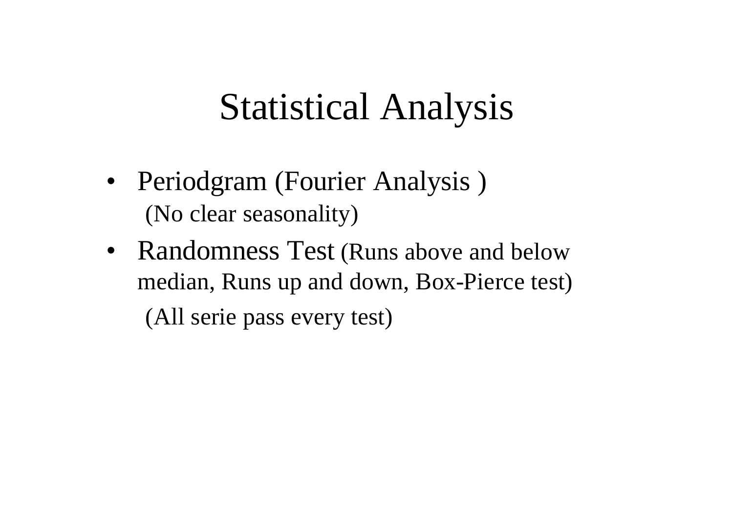# Statistical Analysis

- Periodgram (Fourier Analysis )
  (No clear seasonality)
- Randomness Test (Runs above and below median, Runs up and down, Box-Pierce test)
  (All serie pass every test)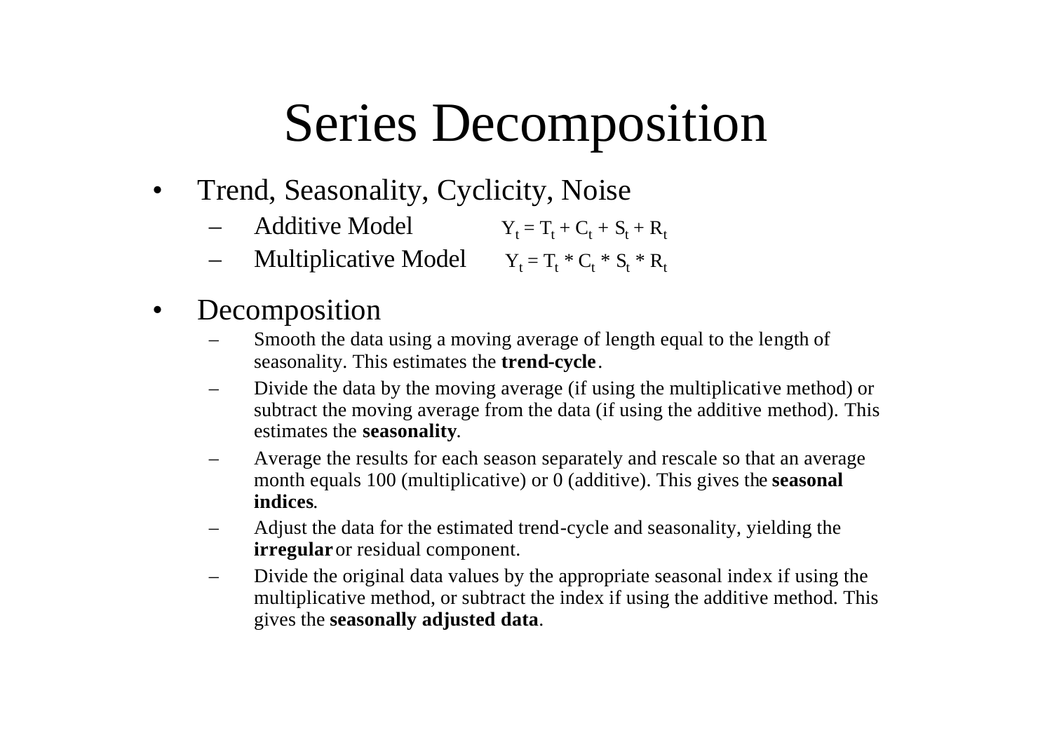# Series Decomposition

- Trend, Seasonality, Cyclicity, Noise
  - Additive Model $Y_t = T_t + C_t + S_t + R_t$
  - Multiplicative Model $Y_t = T_t * C_t * S_t * R_t$
- Decomposition
  - Smooth the data using a moving average of length equal to the length of seasonality. This estimates the **trend-cycle**.
  - Divide the data by the moving average (if using the multiplicative method) or subtract the moving average from the data (if using the additive method). This estimates the **seasonality**.
  - Average the results for each season separately and rescale so that an average month equals 100 (multiplicative) or 0 (additive). This gives the **seasonal indices**.
  - Adjust the data for the estimated trend-cycle and seasonality, yielding the **irregular** or residual component.
  - Divide the original data values by the appropriate seasonal index if using the multiplicative method, or subtract the index if using the additive method. This gives the **seasonally adjusted data**.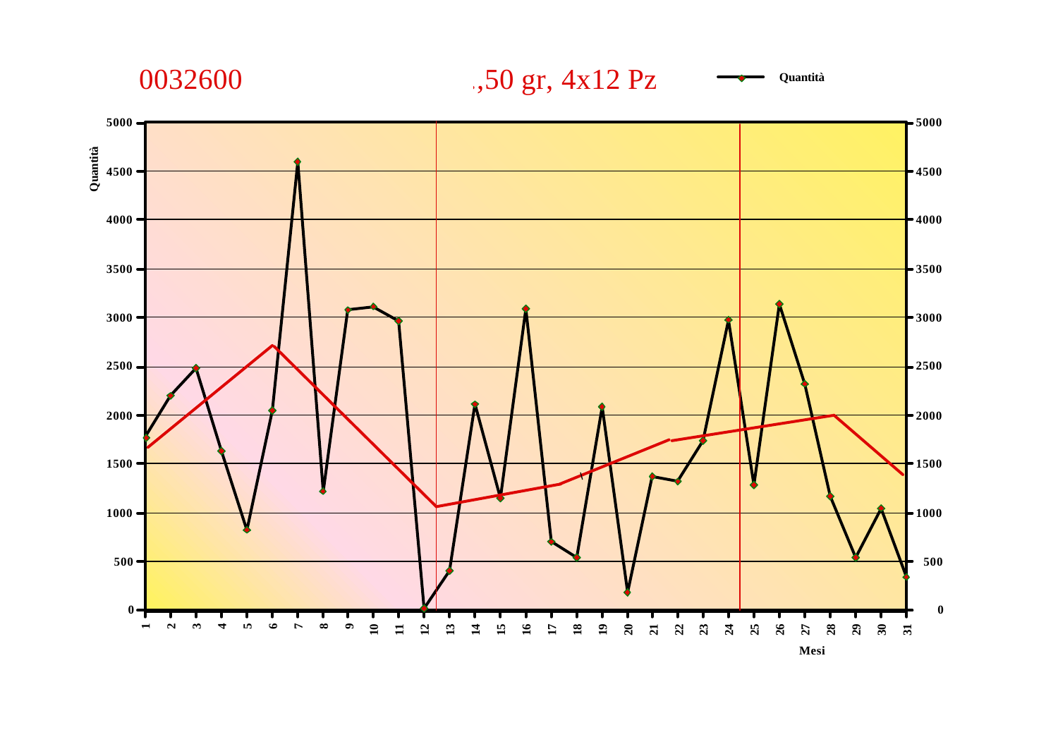0032600 ,50 gr, 4x12 Pz

Quantità

Quantità

Mesi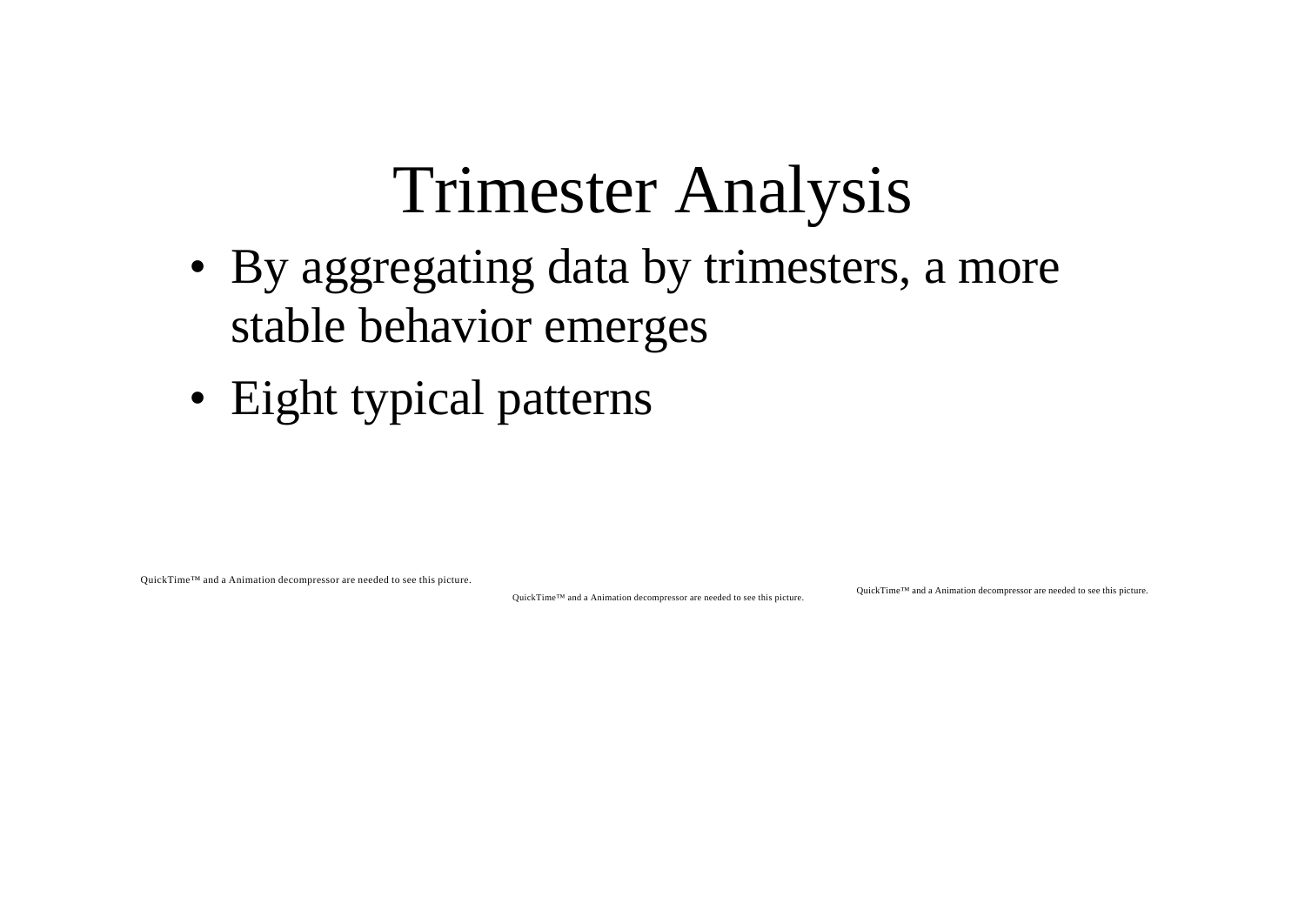# Trimester Analysis

- By aggregating data by trimesters, a more stable behavior emerges
- Eight typical patterns

QuickTime™ and a Animation decompressor are needed to see this picture.

QuickTime™ and a Animation decompressor are needed to see this picture.

QuickTime™ and a Animation decompressor are needed to see this picture.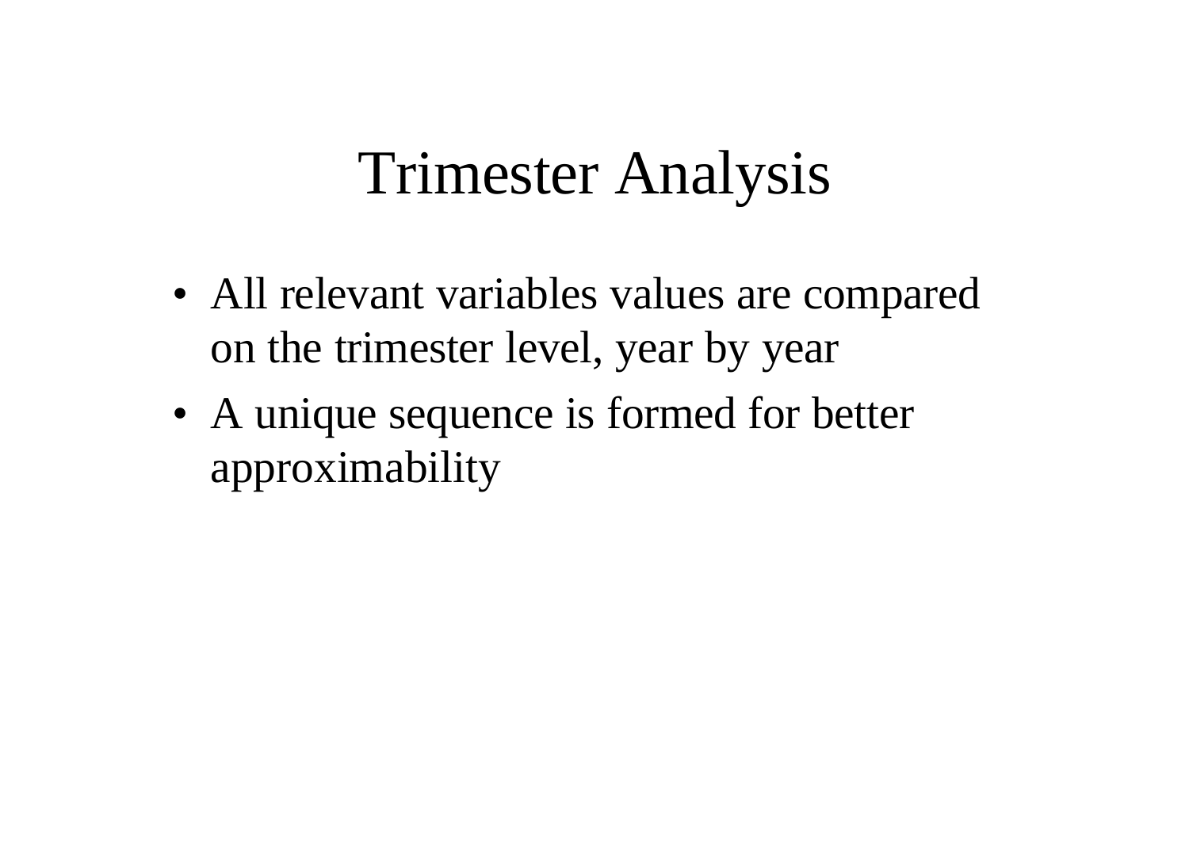# Trimester Analysis

- All relevant variables values are compared on the trimester level, year by year
- A unique sequence is formed for better approximability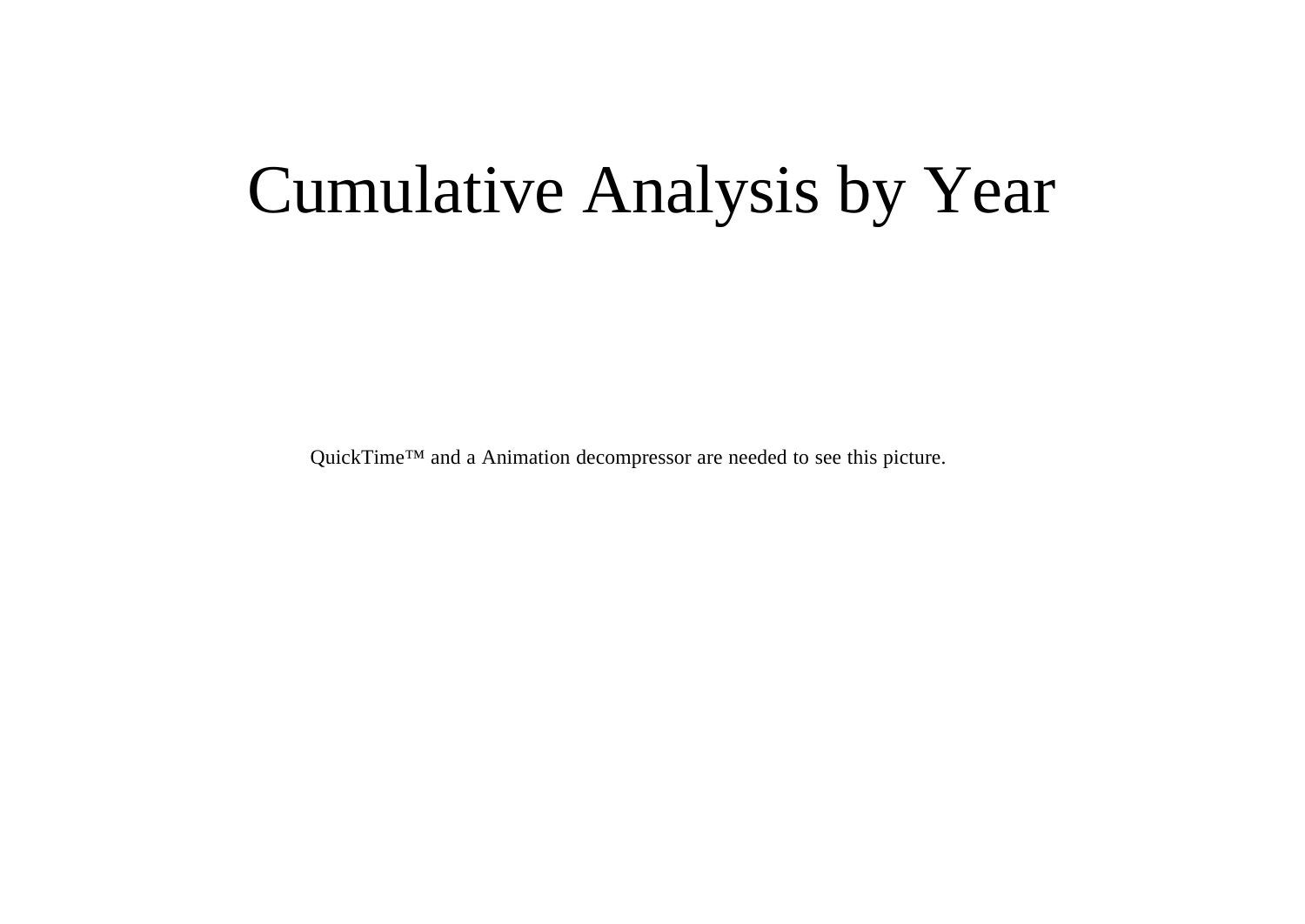# Cumulative Analysis by Year

QuickTime™ and a Animation decompressor are needed to see this picture.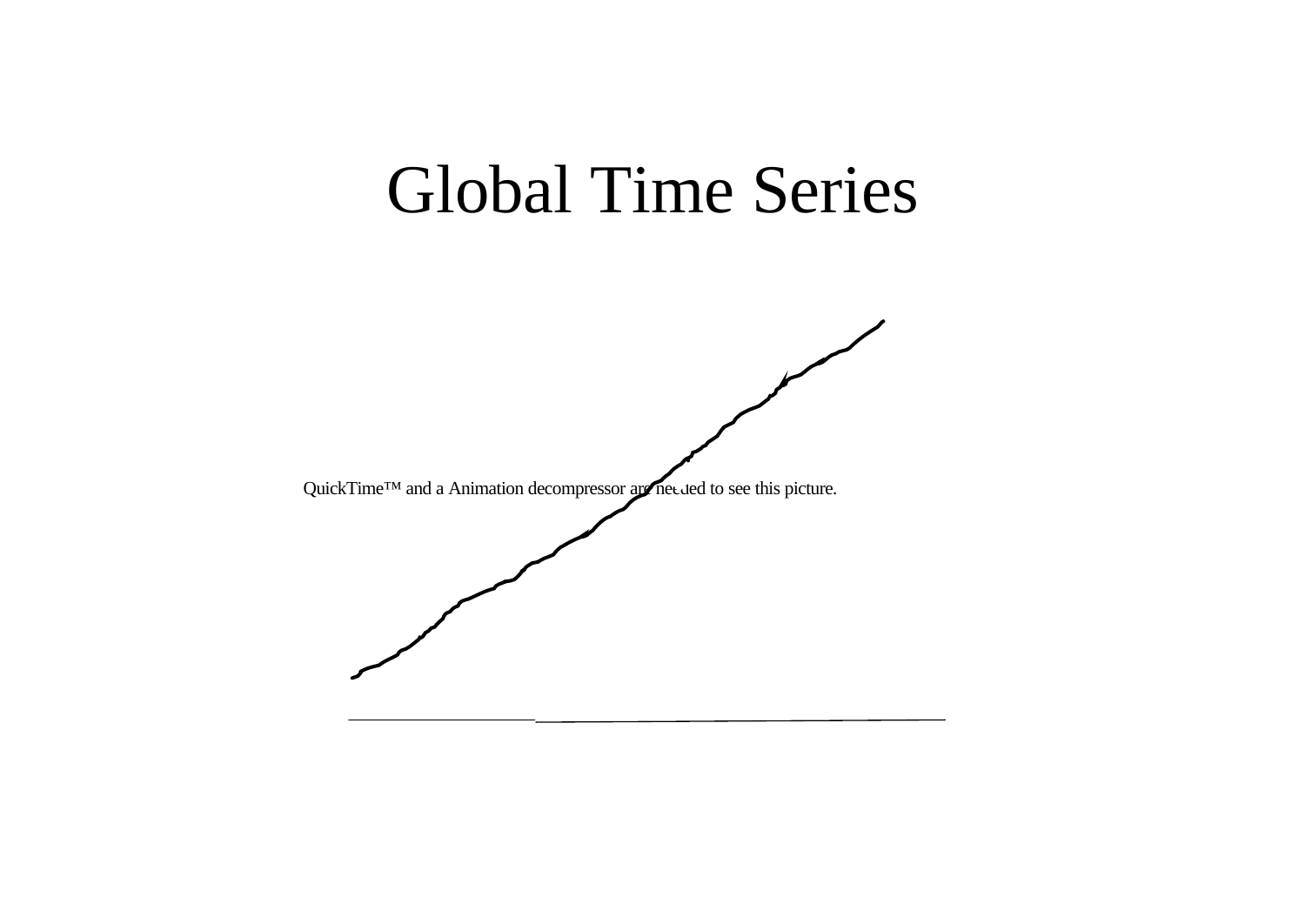# Global Time Series

QuickTime™ and a Animation decompressor are needed to see this picture.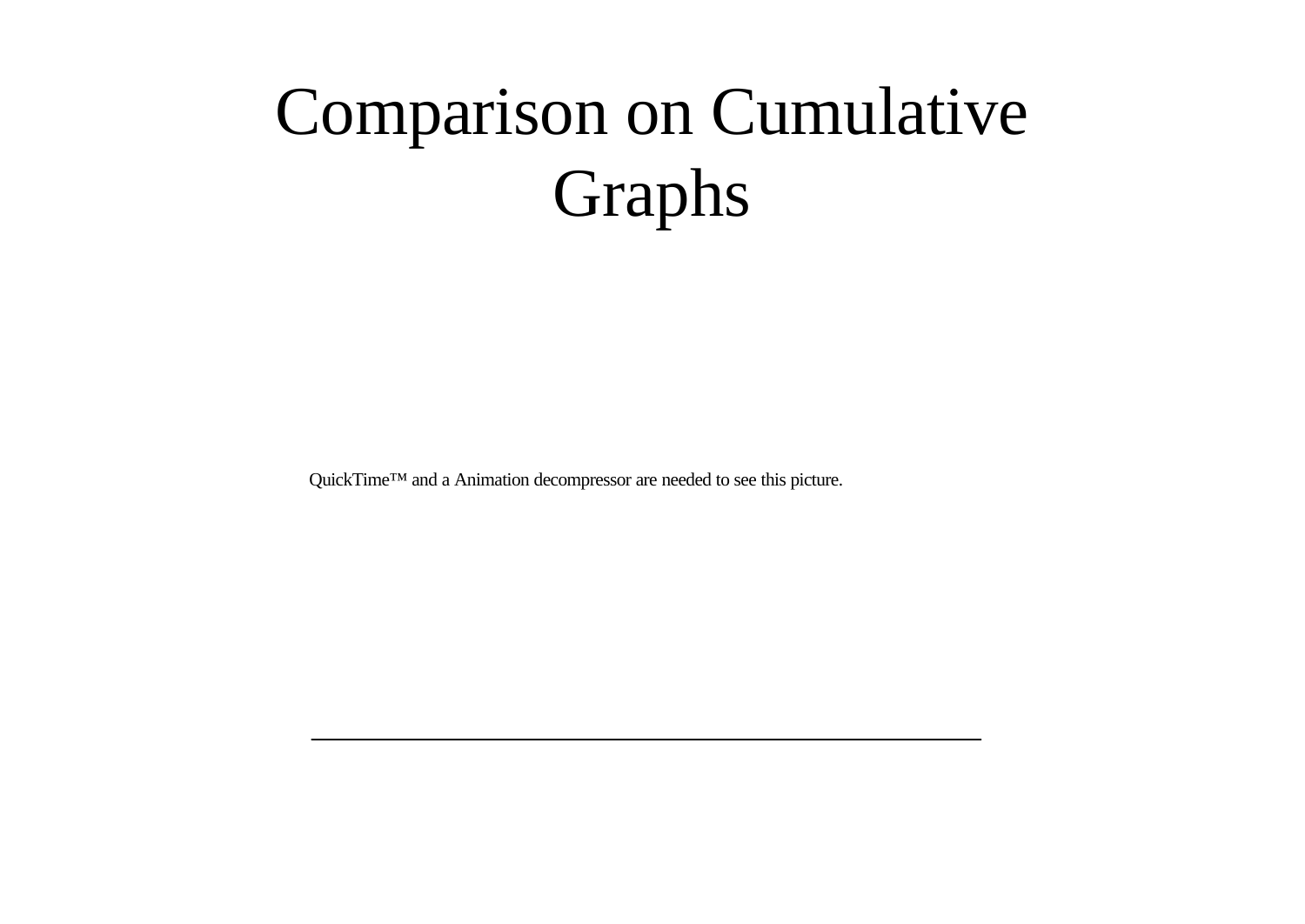# Comparison on Cumulative Graphs

QuickTime™ and a Animation decompressor are needed to see this picture.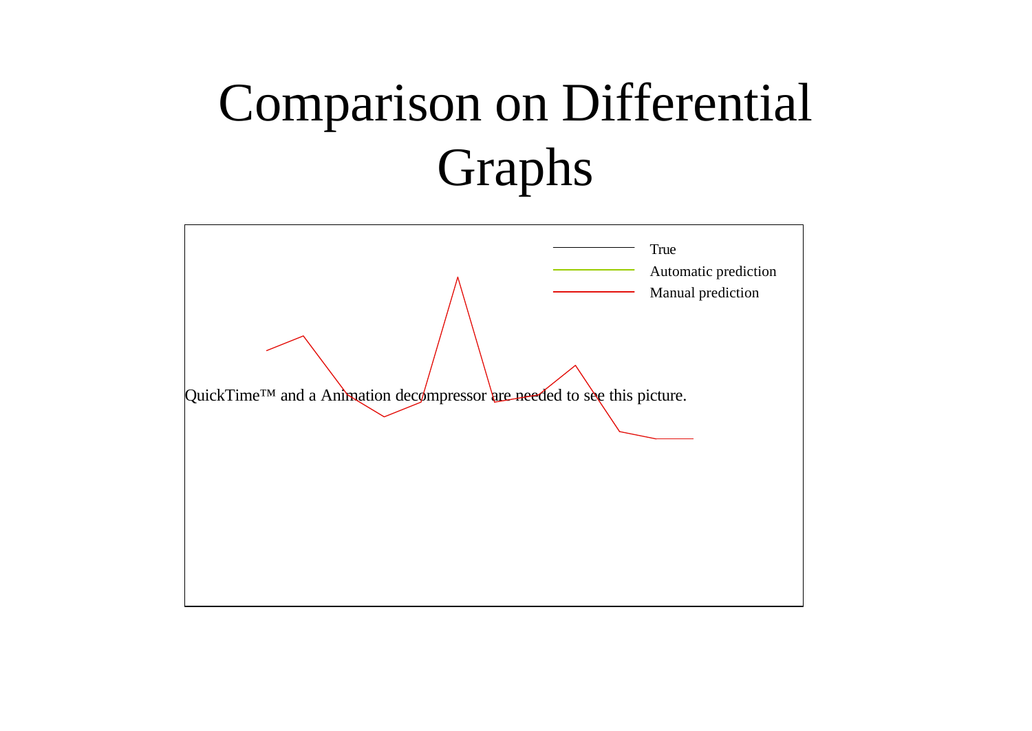# Comparison on Differential Graphs

True

Automatic prediction

Manual prediction

QuickTime™ and a Animation decompressor are needed to see this picture.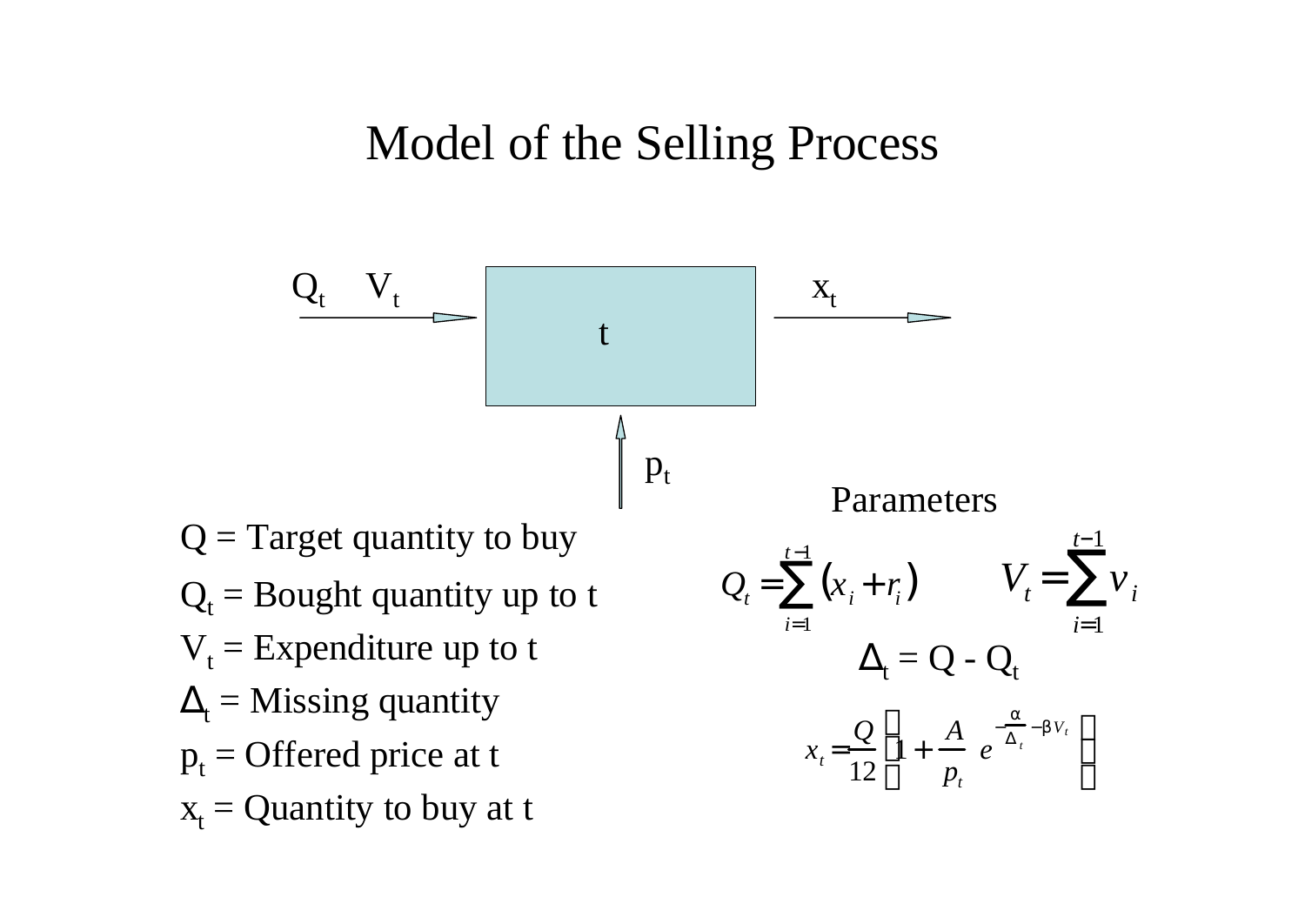# Model of the Selling Process

$Q_t$ $V_t$ → **t** → $x_t$

↑ $p_t$

- $Q$ = Target quantity to buy
- $Q_t$ = Bought quantity up to t
- $V_t$ = Expenditure up to t
- $\Delta_t$ = Missing quantity
- $p_t$ = Offered price at t
- $x_t$ = Quantity to buy at t

**Parameters**

$$Q_t = \sum_{i=1}^{t-1} (x_i + r_i) \qquad V_t = \sum_{i=1}^{t-1} v_i$$

$$\Delta_t = Q - Q_t$$

$$x_t = \frac{Q}{12}\left(1 + \frac{A}{p_t} e^{-\frac{\alpha}{\Delta_t} - \beta V_t}\right)$$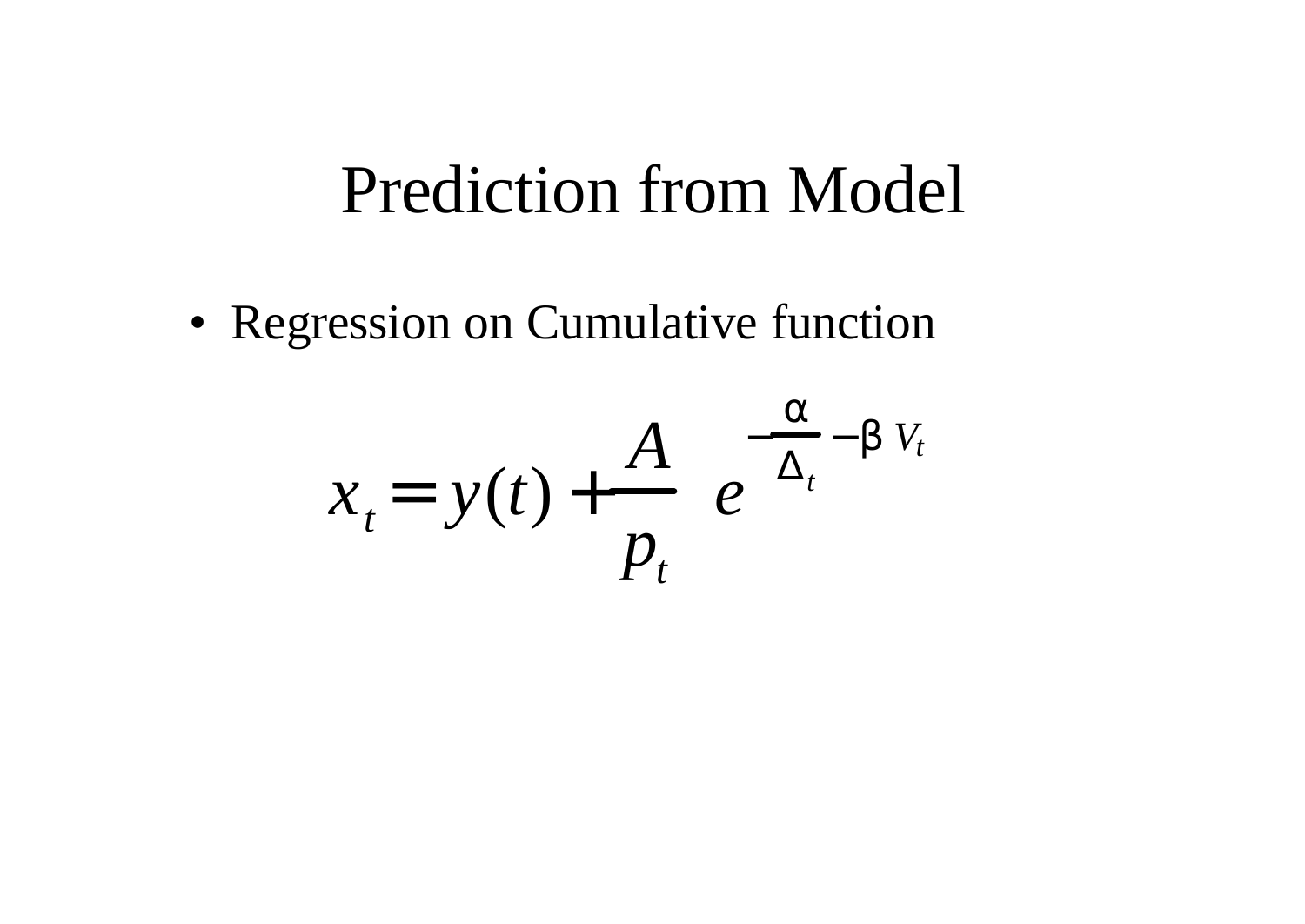# Prediction from Model

- Regression on Cumulative function

$$x_t = y(t) + \frac{A}{p_t} e^{-\frac{\alpha}{\Delta_t} - \beta V_t}$$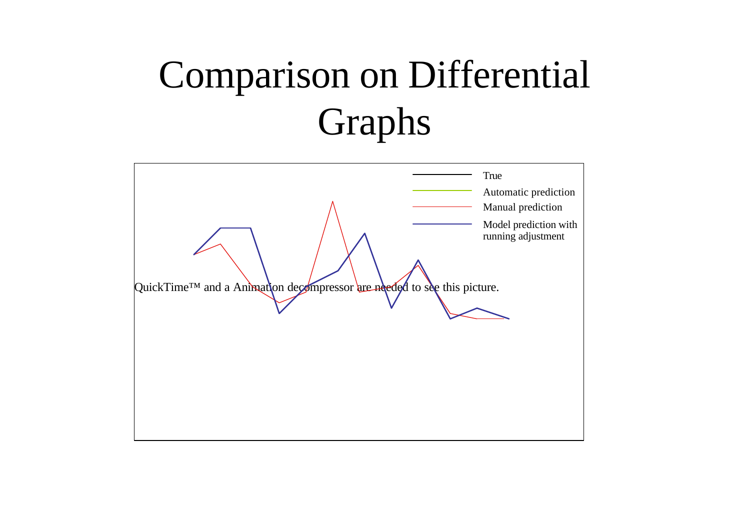# Comparison on Differential Graphs

True

Automatic prediction

Manual prediction

Model prediction with running adjustment

QuickTime™ and a Animation decompressor are needed to see this picture.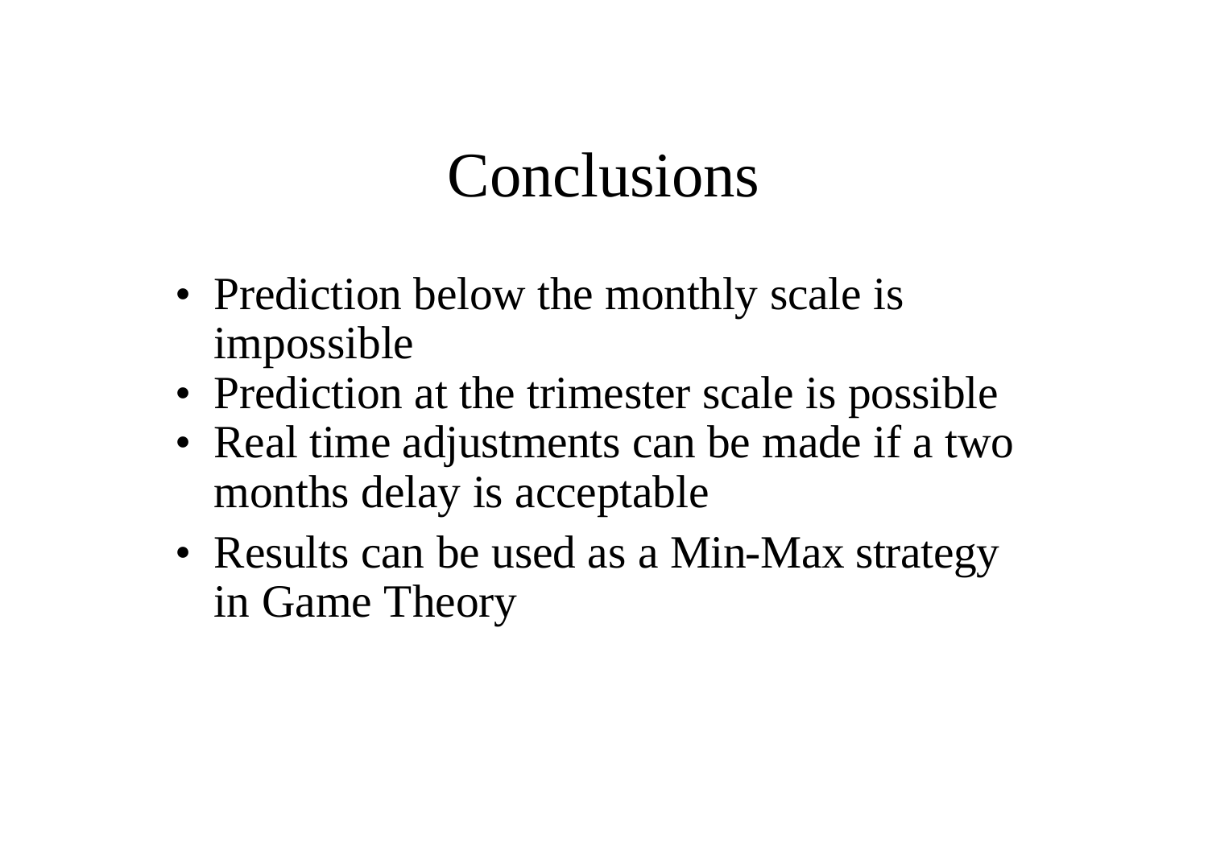# Conclusions

- Prediction below the monthly scale is impossible
- Prediction at the trimester scale is possible
- Real time adjustments can be made if a two months delay is acceptable
- Results can be used as a Min-Max strategy in Game Theory